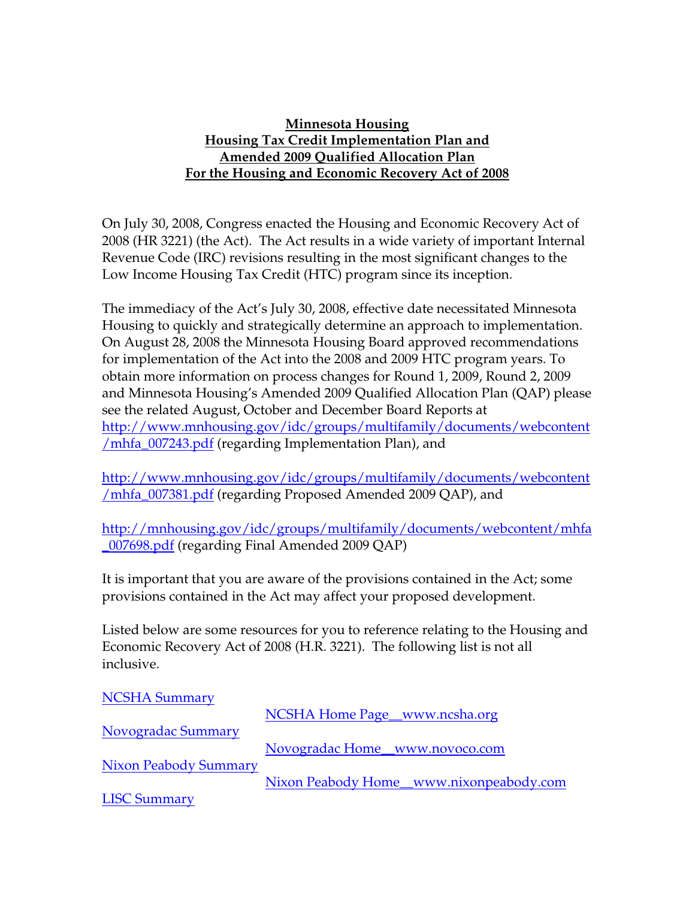**Minnesota Housing**
**Housing Tax Credit Implementation Plan and**
**Amended 2009 Qualified Allocation Plan**
**For the Housing and Economic Recovery Act of 2008**

On July 30, 2008, Congress enacted the Housing and Economic Recovery Act of 2008 (HR 3221) (the Act). The Act results in a wide variety of important Internal Revenue Code (IRC) revisions resulting in the most significant changes to the Low Income Housing Tax Credit (HTC) program since its inception.

The immediacy of the Act's July 30, 2008, effective date necessitated Minnesota Housing to quickly and strategically determine an approach to implementation. On August 28, 2008 the Minnesota Housing Board approved recommendations for implementation of the Act into the 2008 and 2009 HTC program years. To obtain more information on process changes for Round 1, 2009, Round 2, 2009 and Minnesota Housing's Amended 2009 Qualified Allocation Plan (QAP) please see the related August, October and December Board Reports at http://www.mnhousing.gov/idc/groups/multifamily/documents/webcontent/mhfa_007243.pdf (regarding Implementation Plan), and

http://www.mnhousing.gov/idc/groups/multifamily/documents/webcontent/mhfa_007381.pdf (regarding Proposed Amended 2009 QAP), and

http://mnhousing.gov/idc/groups/multifamily/documents/webcontent/mhfa_007698.pdf (regarding Final Amended 2009 QAP)

It is important that you are aware of the provisions contained in the Act; some provisions contained in the Act may affect your proposed development.

Listed below are some resources for you to reference relating to the Housing and Economic Recovery Act of 2008 (H.R. 3221). The following list is not all inclusive.

- NCSHA Summary
- NCSHA Home Page__www.ncsha.org
- Novogradac Summary
- Novogradac Home__www.novoco.com
- Nixon Peabody Summary
- Nixon Peabody Home__www.nixonpeabody.com
- LISC Summary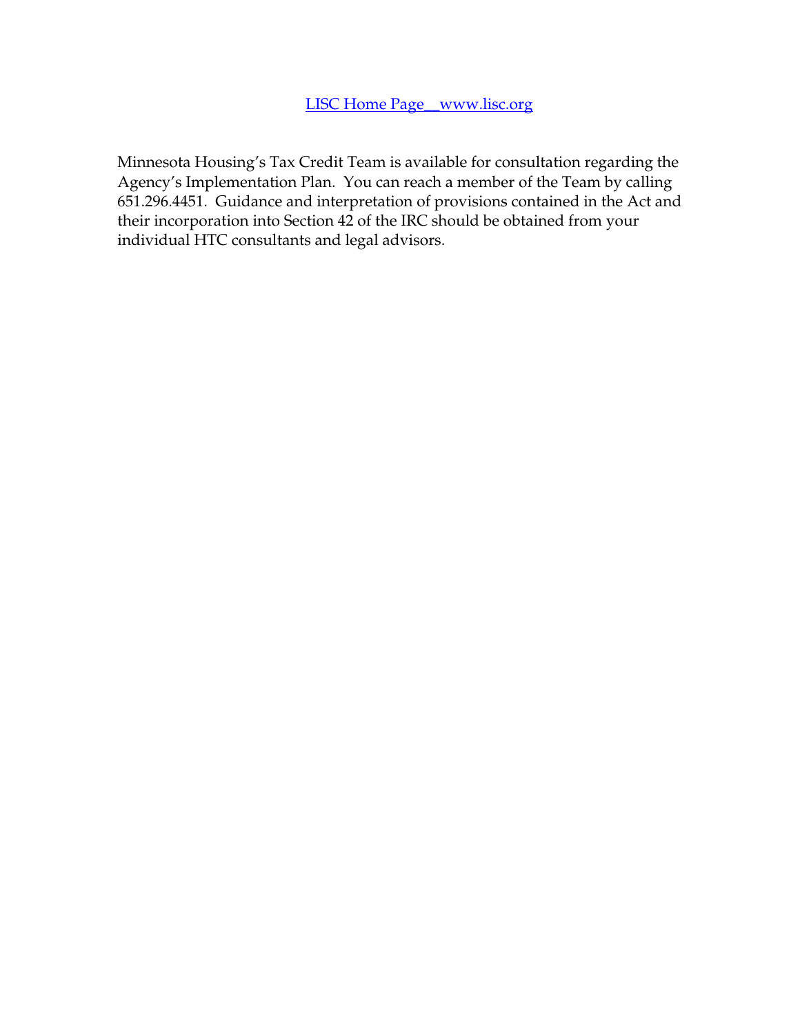[LISC Home Page__www.lisc.org](http://www.lisc.org)

Minnesota Housing's Tax Credit Team is available for consultation regarding the Agency's Implementation Plan. You can reach a member of the Team by calling 651.296.4451. Guidance and interpretation of provisions contained in the Act and their incorporation into Section 42 of the IRC should be obtained from your individual HTC consultants and legal advisors.